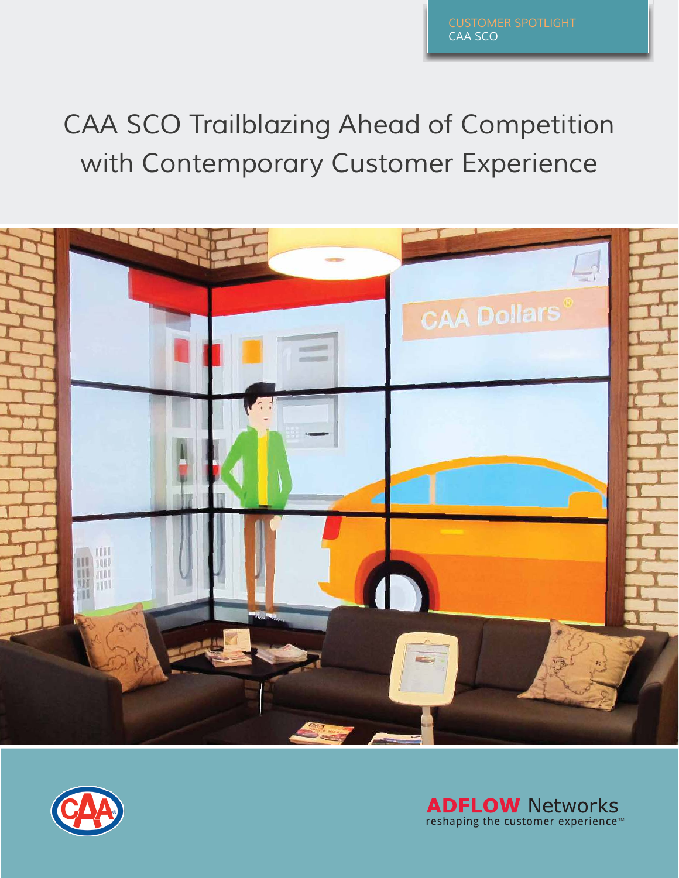CUSTOMER SPOTLIGHT
CAA SCO

# CAA SCO Trailblazing Ahead of Competition with Contemporary Customer Experience

**ADFLOW** Networks
reshaping the customer experience™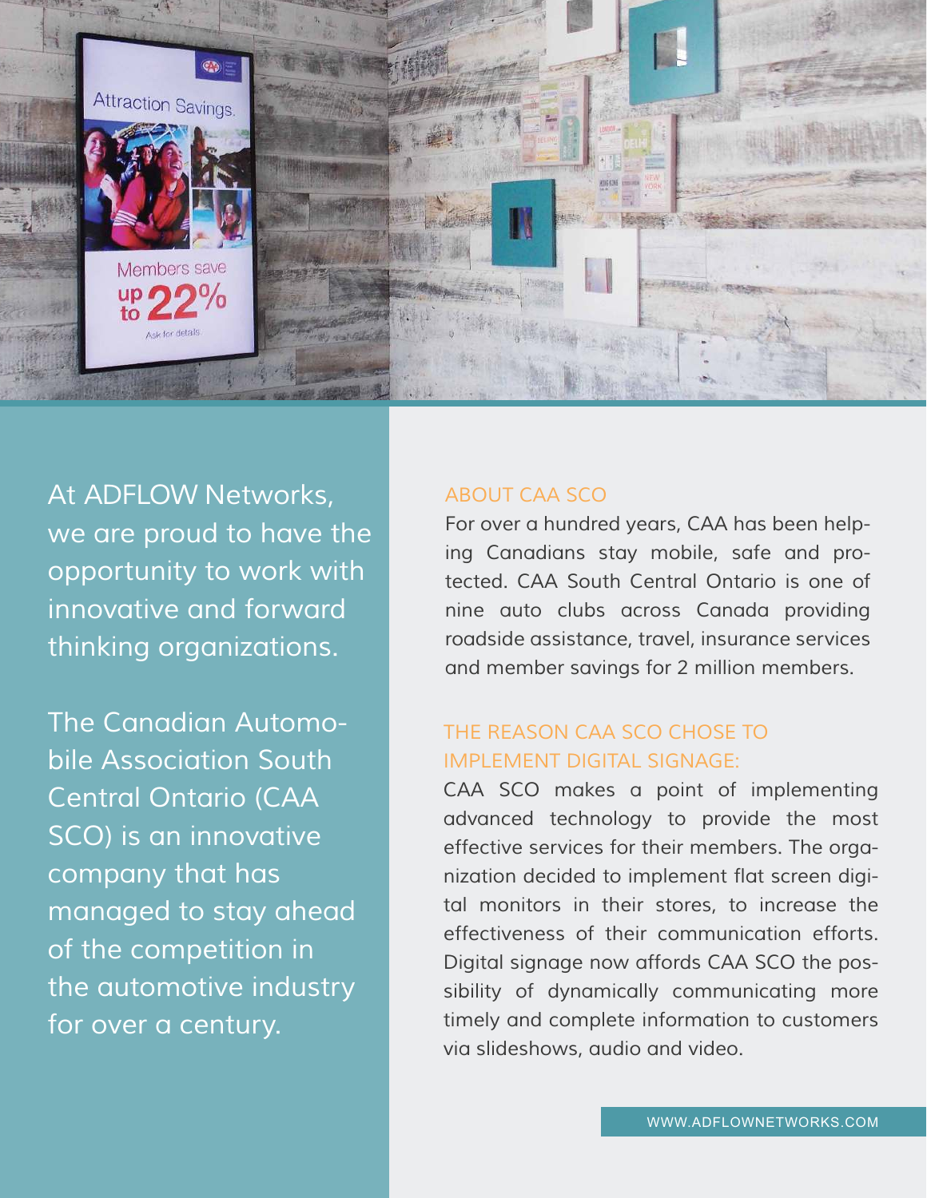At ADFLOW Networks, we are proud to have the opportunity to work with innovative and forward thinking organizations.

The Canadian Automobile Association South Central Ontario (CAA SCO) is an innovative company that has managed to stay ahead of the competition in the automotive industry for over a century.

## ABOUT CAA SCO

For over a hundred years, CAA has been helping Canadians stay mobile, safe and protected. CAA South Central Ontario is one of nine auto clubs across Canada providing roadside assistance, travel, insurance services and member savings for 2 million members.

## THE REASON CAA SCO CHOSE TO IMPLEMENT DIGITAL SIGNAGE:

CAA SCO makes a point of implementing advanced technology to provide the most effective services for their members. The organization decided to implement flat screen digital monitors in their stores, to increase the effectiveness of their communication efforts. Digital signage now affords CAA SCO the possibility of dynamically communicating more timely and complete information to customers via slideshows, audio and video.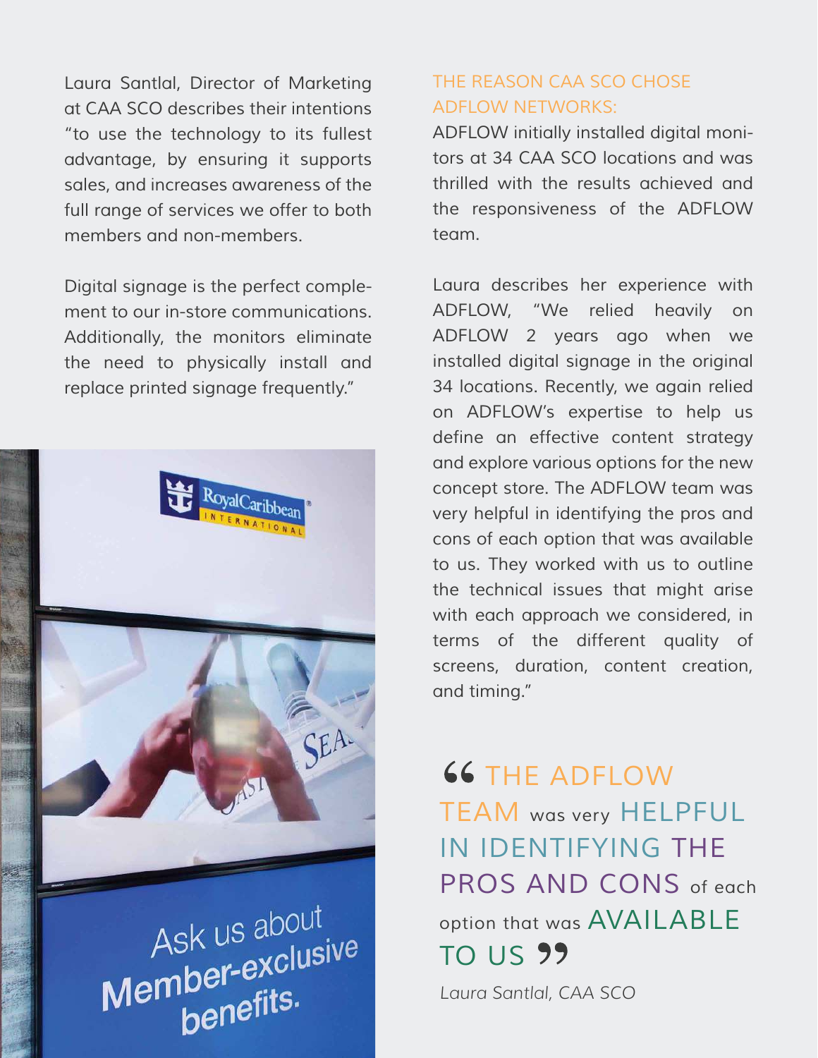Laura Santlal, Director of Marketing at CAA SCO describes their intentions "to use the technology to its fullest advantage, by ensuring it supports sales, and increases awareness of the full range of services we offer to both members and non-members.

Digital signage is the perfect complement to our in-store communications. Additionally, the monitors eliminate the need to physically install and replace printed signage frequently."

## THE REASON CAA SCO CHOSE ADFLOW NETWORKS:

ADFLOW initially installed digital monitors at 34 CAA SCO locations and was thrilled with the results achieved and the responsiveness of the ADFLOW team.

Laura describes her experience with ADFLOW, "We relied heavily on ADFLOW 2 years ago when we installed digital signage in the original 34 locations. Recently, we again relied on ADFLOW's expertise to help us define an effective content strategy and explore various options for the new concept store. The ADFLOW team was very helpful in identifying the pros and cons of each option that was available to us. They worked with us to outline the technical issues that might arise with each approach we considered, in terms of the different quality of screens, duration, content creation, and timing."

> "THE ADFLOW TEAM was very HELPFUL IN IDENTIFYING THE PROS AND CONS of each option that was AVAILABLE TO US"
>
> *Laura Santlal, CAA SCO*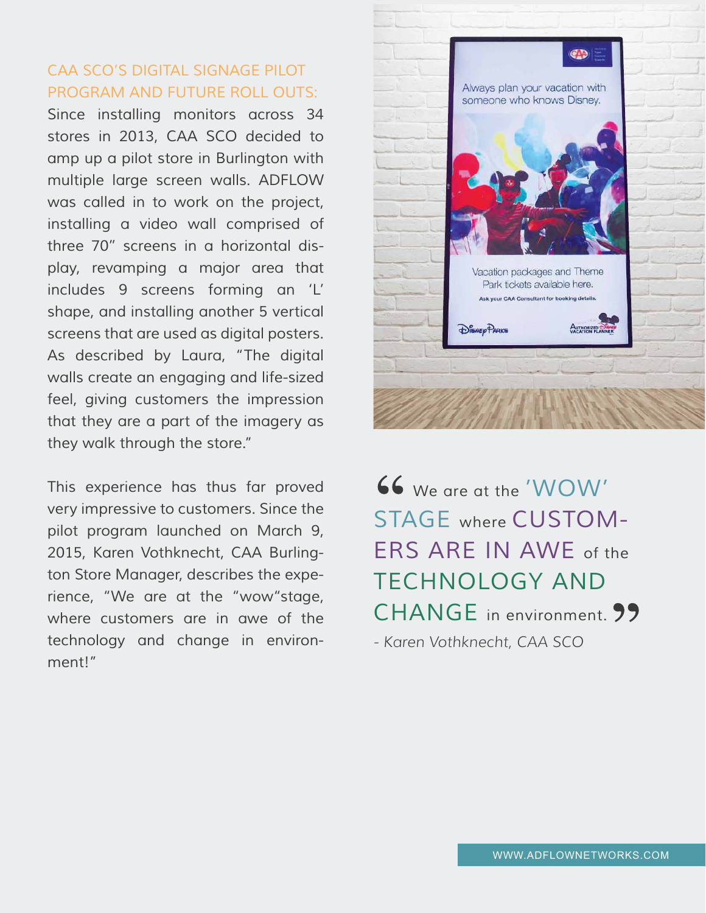## CAA SCO'S DIGITAL SIGNAGE PILOT PROGRAM AND FUTURE ROLL OUTS:

Since installing monitors across 34 stores in 2013, CAA SCO decided to amp up a pilot store in Burlington with multiple large screen walls. ADFLOW was called in to work on the project, installing a video wall comprised of three 70" screens in a horizontal display, revamping a major area that includes 9 screens forming an 'L' shape, and installing another 5 vertical screens that are used as digital posters. As described by Laura, "The digital walls create an engaging and life-sized feel, giving customers the impression that they are a part of the imagery as they walk through the store."

This experience has thus far proved very impressive to customers. Since the pilot program launched on March 9, 2015, Karen Vothknecht, CAA Burlington Store Manager, describes the experience, "We are at the "wow"stage, where customers are in awe of the technology and change in environment!"

> "We are at the 'WOW' STAGE where CUSTOMERS ARE IN AWE of the TECHNOLOGY AND CHANGE in environment."
>
> *- Karen Vothknecht, CAA SCO*

WWW.ADFLOWNETWORKS.COM